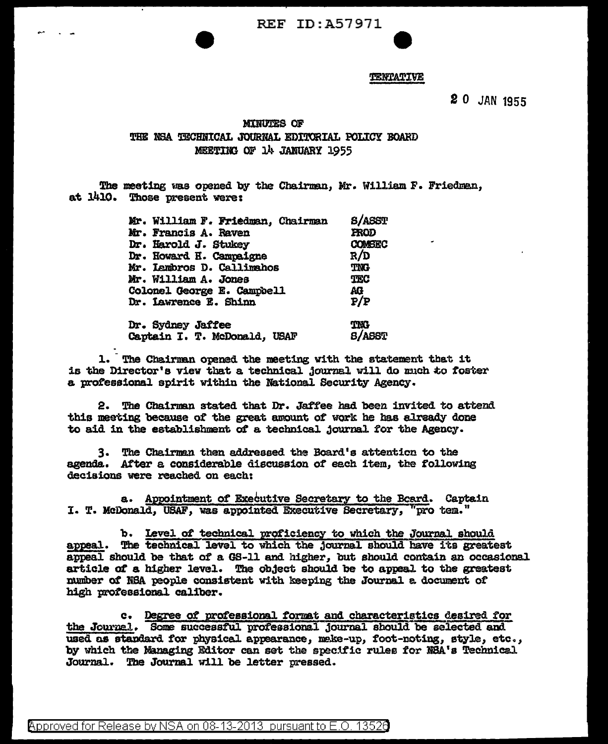REF ID:A57971

TENTATIVE

20 JAN 1955

# MINUTES OF
## THE NSA TECHNICAL JOURNAL EDITORIAL POLICY BOARD
## MEETING OF 14 JANUARY 1955

The meeting was opened by the Chairman, Mr. William F. Friedman, at 1410. Those present were:

| | |
|---|---|
| Mr. William F. Friedman, Chairman | S/ASST |
| Mr. Francis A. Raven | PROD |
| Dr. Harold J. Stukey | COMSEC |
| Dr. Howard H. Campaigne | R/D |
| Mr. Lambros D. Callimahos | TNG |
| Mr. William A. Jones | TEC |
| Colonel George E. Campbell | AG |
| Dr. Lawrence E. Shinn | P/P |
| Dr. Sydney Jaffee | TNG |
| Captain I. T. McDonald, USAF | S/ASST |

1. The Chairman opened the meeting with the statement that it is the Director's view that a technical journal will do much to foster a professional spirit within the National Security Agency.

2. The Chairman stated that Dr. Jaffee had been invited to attend this meeting because of the great amount of work he has already done to aid in the establishment of a technical journal for the Agency.

3. The Chairman then addressed the Board's attention to the agenda. After a considerable discussion of each item, the following decisions were reached on each:

a. Appointment of Executive Secretary to the Board. Captain I. T. McDonald, USAF, was appointed Executive Secretary, "pro tem."

b. Level of technical proficiency to which the Journal should appeal. The technical level to which the journal should have its greatest appeal should be that of a GS-11 and higher, but should contain an occasional article of a higher level. The object should be to appeal to the greatest number of NSA people consistent with keeping the Journal a document of high professional caliber.

c. Degree of professional format and characteristics desired for the Journal. Some successful professional journal should be selected and used as standard for physical appearance, make-up, foot-noting, style, etc., by which the Managing Editor can set the specific rules for NSA's Technical Journal. The Journal will be letter pressed.

Approved for Release by NSA on 08-13-2013 pursuant to E.O. 13526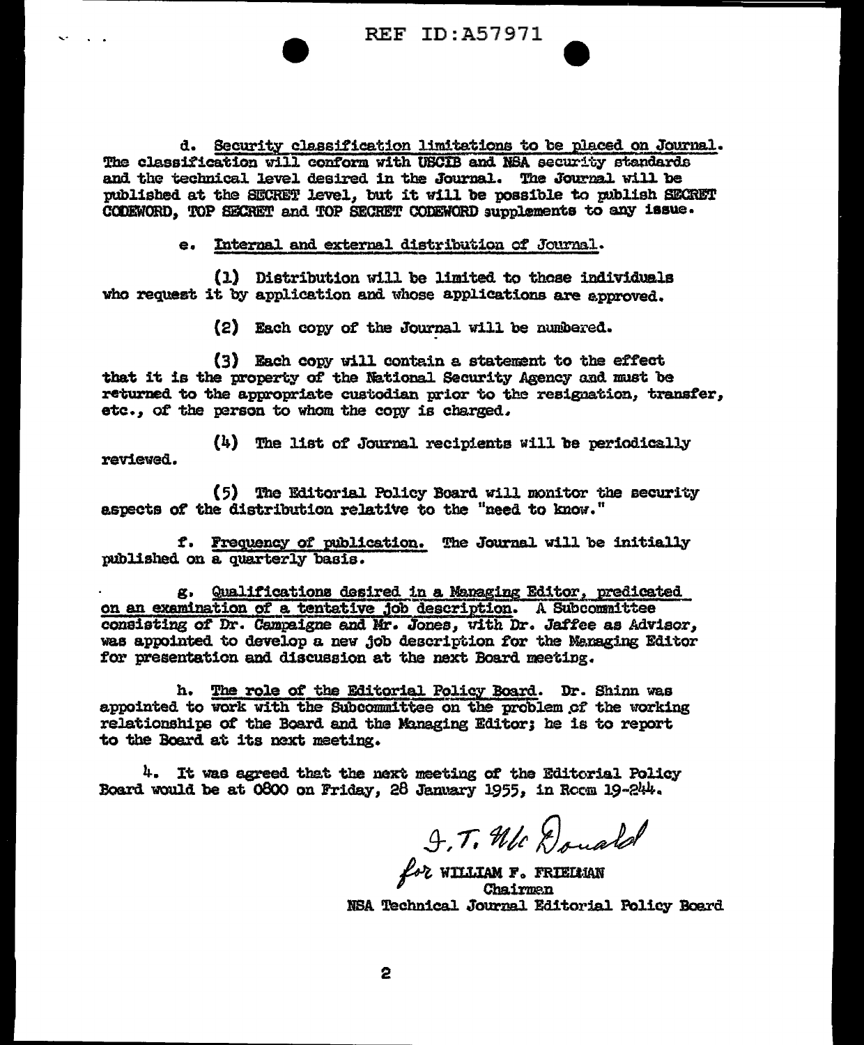d. Security classification limitations to be placed on Journal. The classification will conform with USCIB and NSA security standards and the technical level desired in the Journal. The Journal will be published at the SECRET level, but it will be possible to publish SECRET CODEWORD, TOP SECRET and TOP SECRET CODEWORD supplements to any issue.

e. Internal and external distribution of Journal.

(1) Distribution will be limited to those individuals who request it by application and whose applications are approved.

(2) Each copy of the Journal will be numbered.

(3) Each copy will contain a statement to the effect that it is the property of the National Security Agency and must be returned to the appropriate custodian prior to the resignation, transfer, etc., of the person to whom the copy is charged.

(4) The list of Journal recipients will be periodically reviewed.

(5) The Editorial Policy Board will monitor the security aspects of the distribution relative to the "need to know."

f. Frequency of publication. The Journal will be initially published on a quarterly basis.

g. Qualifications desired in a Managing Editor, predicated on an examination of a tentative job description. A Subcommittee consisting of Dr. Campaigne and Mr. Jones, with Dr. Jaffee as Advisor, was appointed to develop a new job description for the Managing Editor for presentation and discussion at the next Board meeting.

h. The role of the Editorial Policy Board. Dr. Shinn was appointed to work with the Subcommittee on the problem of the working relationships of the Board and the Managing Editor; he is to report to the Board at its next meeting.

4. It was agreed that the next meeting of the Editorial Policy Board would be at 0800 on Friday, 28 January 1955, in Room 19-244.

J. T. McDonald

for WILLIAM F. FRIEDMAN
Chairman
NSA Technical Journal Editorial Policy Board